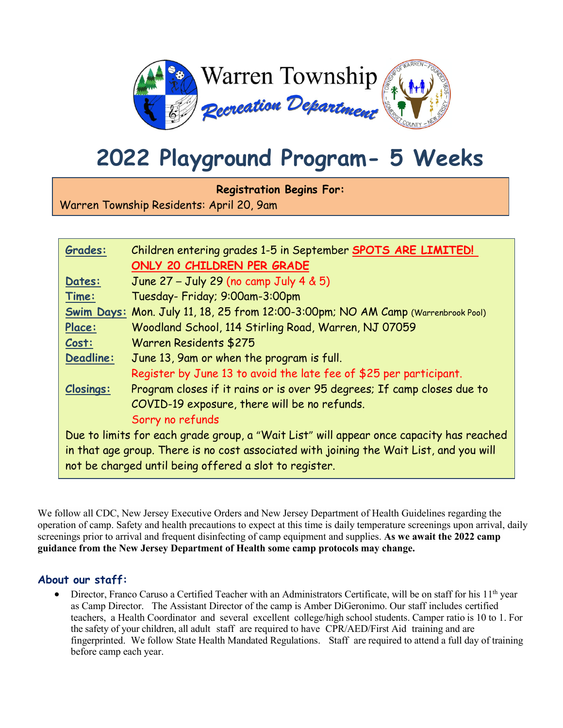Warren Township

Recreation Department

# 2022 Playground Program- 5 Weeks

**Registration Begins For:**

Warren Township Residents: April 20, 9am

| | |
|---|---|
| **Grades:** | Children entering grades 1-5 in September **SPOTS ARE LIMITED! ONLY 20 CHILDREN PER GRADE** |
| **Dates:** | June 27 – July 29 (no camp July 4 & 5) |
| **Time:** | Tuesday- Friday; 9:00am-3:00pm |
| **Swim Days:** | Mon. July 11, 18, 25 from 12:00-3:00pm; NO AM Camp (Warrenbrook Pool) |
| **Place:** | Woodland School, 114 Stirling Road, Warren, NJ 07059 |
| **Cost:** | Warren Residents $275 |
| **Deadline:** | June 13, 9am or when the program is full. Register by June 13 to avoid the late fee of $25 per participant. |
| **Closings:** | Program closes if it rains or is over 95 degrees; If camp closes due to COVID-19 exposure, there will be no refunds. Sorry no refunds |

Due to limits for each grade group, a "Wait List" will appear once capacity has reached in that age group. There is no cost associated with joining the Wait List, and you will not be charged until being offered a slot to register.

We follow all CDC, New Jersey Executive Orders and New Jersey Department of Health Guidelines regarding the operation of camp. Safety and health precautions to expect at this time is daily temperature screenings upon arrival, daily screenings prior to arrival and frequent disinfecting of camp equipment and supplies. **As we await the 2022 camp guidance from the New Jersey Department of Health some camp protocols may change.**

## About our staff:

- Director, Franco Caruso a Certified Teacher with an Administrators Certificate, will be on staff for his 11th year as Camp Director. The Assistant Director of the camp is Amber DiGeronimo. Our staff includes certified teachers, a Health Coordinator and several excellent college/high school students. Camper ratio is 10 to 1. For the safety of your children, all adult staff are required to have CPR/AED/First Aid training and are fingerprinted. We follow State Health Mandated Regulations. Staff are required to attend a full day of training before camp each year.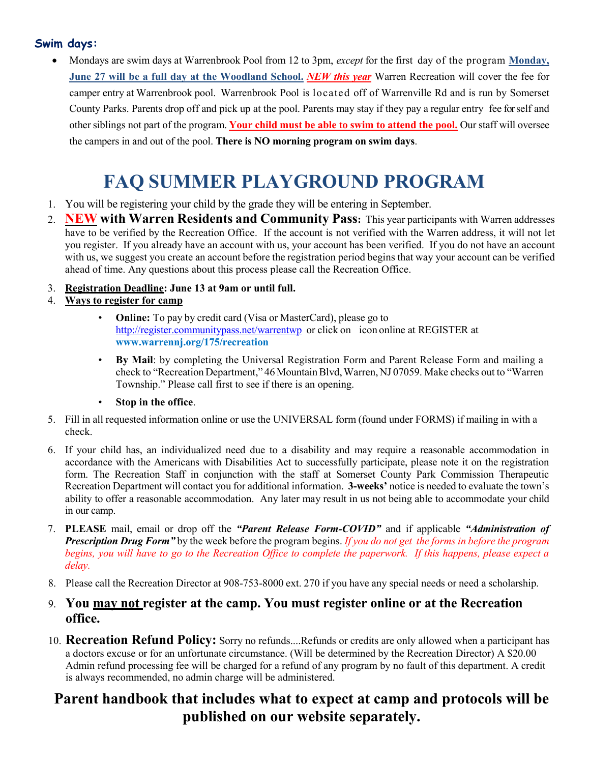### Swim days:

- Mondays are swim days at Warrenbrook Pool from 12 to 3pm, *except* for the first day of the program **Monday, June 27 will be a full day at the Woodland School.** ***NEW this year*** Warren Recreation will cover the fee for camper entry at Warrenbrook pool. Warrenbrook Pool is located off of Warrenville Rd and is run by Somerset County Parks. Parents drop off and pick up at the pool. Parents may stay if they pay a regular entry fee for self and other siblings not part of the program. **Your child must be able to swim to attend the pool.** Our staff will oversee the campers in and out of the pool. **There is NO morning program on swim days**.

# FAQ SUMMER PLAYGROUND PROGRAM

1. You will be registering your child by the grade they will be entering in September.
2. **NEW with Warren Residents and Community Pass:** This year participants with Warren addresses have to be verified by the Recreation Office. If the account is not verified with the Warren address, it will not let you register. If you already have an account with us, your account has been verified. If you do not have an account with us, we suggest you create an account before the registration period begins that way your account can be verified ahead of time. Any questions about this process please call the Recreation Office.
3. **Registration Deadline: June 13 at 9am or until full.**
4. **Ways to register for camp**
   - **Online:** To pay by credit card (Visa or MasterCard), please go to http://register.communitypass.net/warrentwp or click on icon online at REGISTER at **www.warrennj.org/175/recreation**
   - **By Mail**: by completing the Universal Registration Form and Parent Release Form and mailing a check to "Recreation Department," 46 Mountain Blvd, Warren, NJ 07059. Make checks out to "Warren Township." Please call first to see if there is an opening.
   - **Stop in the office**.
5. Fill in all requested information online or use the UNIVERSAL form (found under FORMS) if mailing in with a check.
6. If your child has, an individualized need due to a disability and may require a reasonable accommodation in accordance with the Americans with Disabilities Act to successfully participate, please note it on the registration form. The Recreation Staff in conjunction with the staff at Somerset County Park Commission Therapeutic Recreation Department will contact you for additional information. **3-weeks'** notice is needed to evaluate the town's ability to offer a reasonable accommodation. Any later may result in us not being able to accommodate your child in our camp.
7. **PLEASE** mail, email or drop off the ***"Parent Release Form-COVID"*** and if applicable ***"Administration of Prescription Drug Form"*** by the week before the program begins. *If you do not get the forms in before the program begins, you will have to go to the Recreation Office to complete the paperwork. If this happens, please expect a delay.*
8. Please call the Recreation Director at 908-753-8000 ext. 270 if you have any special needs or need a scholarship.
9. **You may not register at the camp. You must register online or at the Recreation office.**
10. **Recreation Refund Policy:** Sorry no refunds....Refunds or credits are only allowed when a participant has a doctors excuse or for an unfortunate circumstance. (Will be determined by the Recreation Director) A $20.00 Admin refund processing fee will be charged for a refund of any program by no fault of this department. A credit is always recommended, no admin charge will be administered.

**Parent handbook that includes what to expect at camp and protocols will be published on our website separately.**